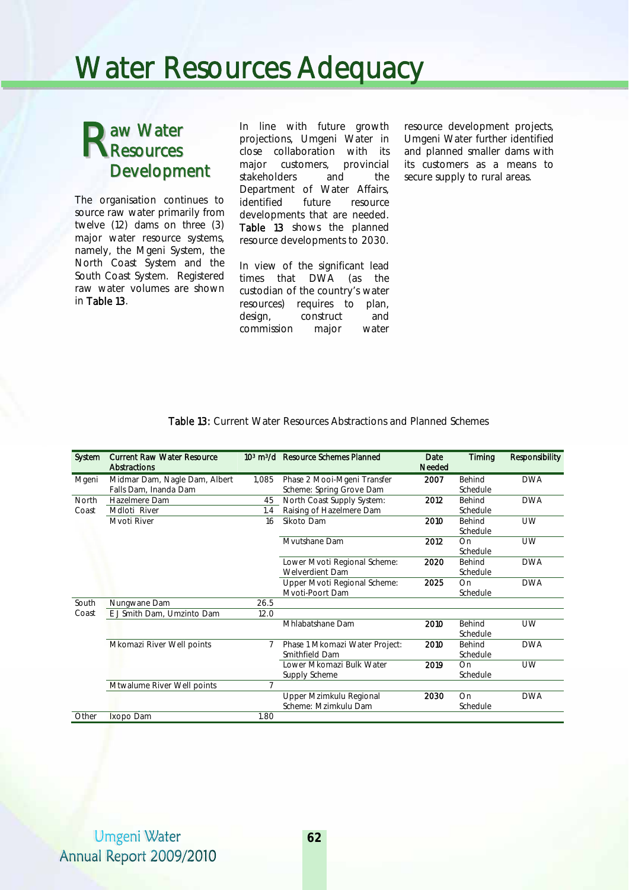# Water Resources Adequacy

## Raw Water Resources Development

The organisation continues to source raw water primarily from twelve (12) dams on three (3) major water resource systems, namely, the Mgeni System, the North Coast System and the South Coast System. Registered raw water volumes are shown in **Table 13**.

In line with future growth projections, Umgeni Water in close collaboration with its major customers, provincial stakeholders and the Department of Water Affairs, identified future resource developments that are needed. **Table 13** shows the planned resource developments to 2030.

In view of the significant lead times that DWA (as the custodian of the country's water resources) requires to plan, design, construct and commission major water resource development projects, Umgeni Water further identified and planned smaller dams with its customers as a means to secure supply to rural areas.

**Table 13:** Current Water Resources Abstractions and Planned Schemes

| System | Current Raw Water Resource Abstractions | $10^3$ m$^3$/d | Resource Schemes Planned | Date Needed | Timing | Responsibility |
|---|---|---|---|---|---|---|
| Mgeni | Midmar Dam, Nagle Dam, Albert Falls Dam, Inanda Dam | 1,085 | Phase 2 Mooi-Mgeni Transfer Scheme: Spring Grove Dam | 2007 | Behind Schedule | DWA |
| North Coast | Hazelmere Dam | 45 | North Coast Supply System: Raising of Hazelmere Dam | 2012 | Behind Schedule | DWA |
| | Mdloti River | 1.4 | | | | |
| | Mvoti River | 16 | Sikoto Dam | 2010 | Behind Schedule | UW |
| | | | Mvutshane Dam | 2012 | On Schedule | UW |
| | | | Lower Mvoti Regional Scheme: Welverdient Dam | 2020 | Behind Schedule | DWA |
| | | | Upper Mvoti Regional Scheme: Mvoti-Poort Dam | 2025 | On Schedule | DWA |
| South Coast | Nungwane Dam | 26.5 | | | | |
| | E J Smith Dam, Umzinto Dam | 12.0 | | | | |
| | | | Mhlabatshane Dam | 2010 | Behind Schedule | UW |
| | Mkomazi River Well points | 7 | Phase 1 Mkomazi Water Project: Smithfield Dam | 2010 | Behind Schedule | DWA |
| | | | Lower Mkomazi Bulk Water Supply Scheme | 2019 | On Schedule | UW |
| | Mtwalume River Well points | 7 | | | | |
| | | | Upper Mzimkulu Regional Scheme: Mzimkulu Dam | 2030 | On Schedule | DWA |
| Other | Ixopo Dam | 1.80 | | | | |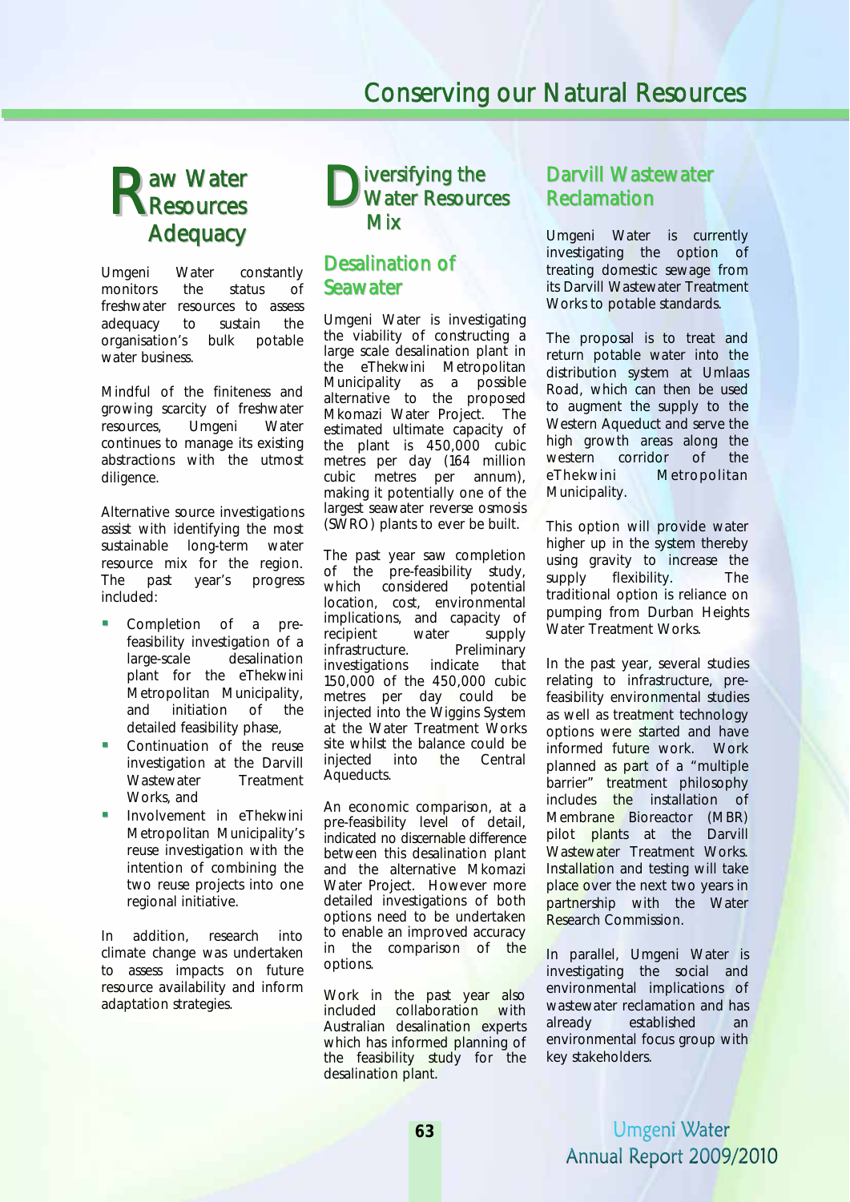# Conserving our Natural Resources

## Raw Water Resources Adequacy

Umgeni Water constantly monitors the status of freshwater resources to assess adequacy to sustain the organisation's bulk potable water business.

Mindful of the finiteness and growing scarcity of freshwater resources, Umgeni Water continues to manage its existing abstractions with the utmost diligence.

Alternative source investigations assist with identifying the most sustainable long-term water resource mix for the region. The past year's progress included:

- Completion of a pre-feasibility investigation of a large-scale desalination plant for the eThekwini Metropolitan Municipality, and initiation of the detailed feasibility phase,
- Continuation of the reuse investigation at the Darvill Wastewater Treatment Works, and
- Involvement in eThekwini Metropolitan Municipality's reuse investigation with the intention of combining the two reuse projects into one regional initiative.

In addition, research into climate change was undertaken to assess impacts on future resource availability and inform adaptation strategies.

## Diversifying the Water Resources Mix

### Desalination of Seawater

Umgeni Water is investigating the viability of constructing a large scale desalination plant in the eThekwini Metropolitan Municipality as a possible alternative to the proposed Mkomazi Water Project. The estimated ultimate capacity of the plant is 450,000 cubic metres per day (164 million cubic metres per annum), making it potentially one of the largest seawater reverse osmosis (SWRO) plants to ever be built.

The past year saw completion of the pre-feasibility study, which considered potential location, cost, environmental implications, and capacity of recipient water supply infrastructure. Preliminary investigations indicate that 150,000 of the 450,000 cubic metres per day could be injected into the Wiggins System at the Water Treatment Works site whilst the balance could be injected into the Central Aqueducts.

An economic comparison, at a pre-feasibility level of detail, indicated no discernable difference between this desalination plant and the alternative Mkomazi Water Project. However more detailed investigations of both options need to be undertaken to enable an improved accuracy in the comparison of the options.

Work in the past year also included collaboration with Australian desalination experts which has informed planning of the feasibility study for the desalination plant.

### Darvill Wastewater Reclamation

Umgeni Water is currently investigating the option of treating domestic sewage from its Darvill Wastewater Treatment Works to potable standards.

The proposal is to treat and return potable water into the distribution system at Umlaas Road, which can then be used to augment the supply to the Western Aqueduct and serve the high growth areas along the western corridor of the eThekwini Metropolitan Municipality.

This option will provide water higher up in the system thereby using gravity to increase the supply flexibility. The traditional option is reliance on pumping from Durban Heights Water Treatment Works.

In the past year, several studies relating to infrastructure, pre-feasibility environmental studies as well as treatment technology options were started and have informed future work. Work planned as part of a "multiple barrier" treatment philosophy includes the installation of Membrane Bioreactor (MBR) pilot plants at the Darvill Wastewater Treatment Works. Installation and testing will take place over the next two years in partnership with the Water Research Commission.

In parallel, Umgeni Water is investigating the social and environmental implications of wastewater reclamation and has already established an environmental focus group with key stakeholders.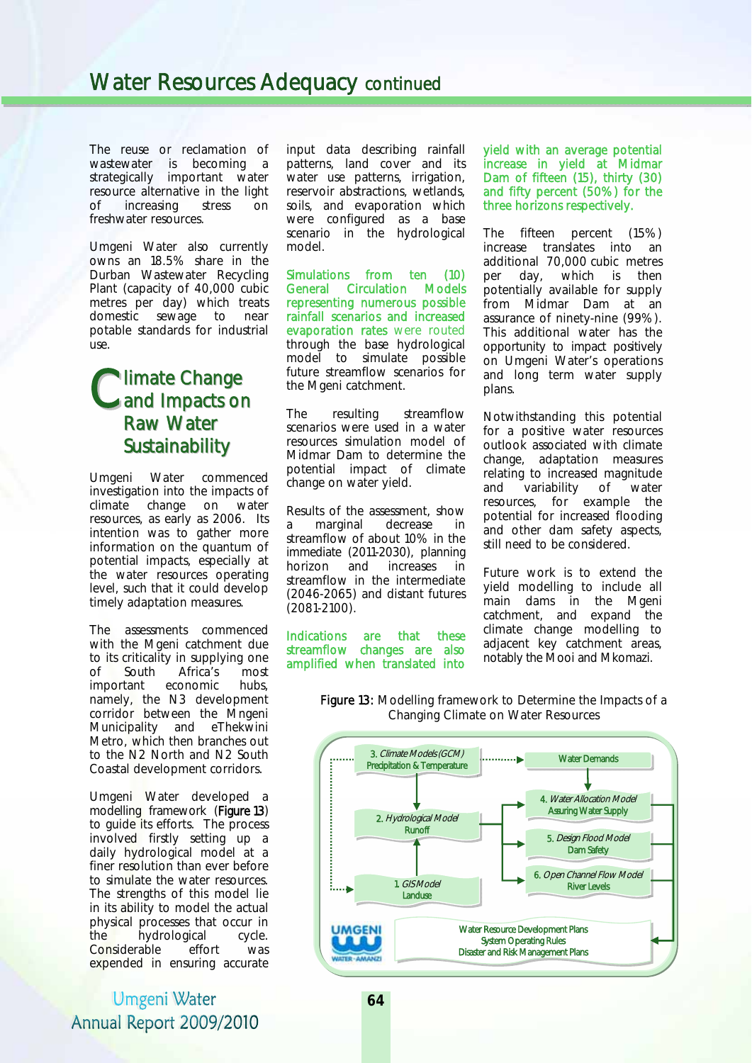The reuse or reclamation of wastewater is becoming a strategically important water resource alternative in the light of increasing stress on freshwater resources.

Umgeni Water also currently owns an 18.5% share in the Durban Wastewater Recycling Plant (capacity of 40,000 cubic metres per day) which treats domestic sewage to near potable standards for industrial use.

## Climate Change and Impacts on Raw Water Sustainability

Umgeni Water commenced investigation into the impacts of climate change on water resources, as early as 2006. Its intention was to gather more information on the quantum of potential impacts, especially at the water resources operating level, such that it could develop timely adaptation measures.

The assessments commenced with the Mgeni catchment due to its criticality in supplying one of South Africa's most important economic hubs, namely, the N3 development corridor between the Mngeni Municipality and eThekwini Metro, which then branches out to the N2 North and N2 South Coastal development corridors.

Umgeni Water developed a modelling framework (**Figure 13**) to guide its efforts. The process involved firstly setting up a daily hydrological model at a finer resolution than ever before to simulate the water resources. The strengths of this model lie in its ability to model the actual physical processes that occur in the hydrological cycle. Considerable effort was expended in ensuring accurate input data describing rainfall patterns, land cover and its water use patterns, irrigation, reservoir abstractions, wetlands, soils, and evaporation which were configured as a base scenario in the hydrological model.

Simulations from ten (10) General Circulation Models representing numerous possible rainfall scenarios and increased evaporation rates were routed through the base hydrological model to simulate possible future streamflow scenarios for the Mgeni catchment.

The resulting streamflow scenarios were used in a water resources simulation model of Midmar Dam to determine the potential impact of climate change on water yield.

Results of the assessment, show a marginal decrease in streamflow of about 10% in the immediate (2011-2030), planning horizon and increases in streamflow in the intermediate (2046-2065) and distant futures (2081-2100).

Indications are that these streamflow changes are also amplified when translated into yield with an average potential increase in yield at Midmar Dam of fifteen (15), thirty (30) and fifty percent (50%) for the three horizons respectively.

The fifteen percent (15%) increase translates into an additional 70,000 cubic metres per day, which is then potentially available for supply from Midmar Dam at an assurance of ninety-nine (99%). This additional water has the opportunity to impact positively on Umgeni Water's operations and long term water supply plans.

Notwithstanding this potential for a positive water resources outlook associated with climate change, adaptation measures relating to increased magnitude and variability of water resources, for example the potential for increased flooding and other dam safety aspects, still need to be considered.

Future work is to extend the yield modelling to include all main dams in the Mgeni catchment, and expand the climate change modelling to adjacent key catchment areas, notably the Mooi and Mkomazi.

**Figure 13**: Modelling Framework to Determine the Impacts of a Changing Climate on Water Resources

- 3. *Climate Models (GCM)* – Precipitation & Temperature
- 2. *Hydrological Model* – Runoff
- 1. *GIS Model* – Landuse
- Water Demands
- 4. *Water Allocation Model* – Assuring Water Supply
- 5. *Design Flood Model* – Dam Safety
- 6. *Open Channel Flow Model* – River Levels
- Water Resource Development Plans; System Operating Rules; Disaster and Risk Management Plans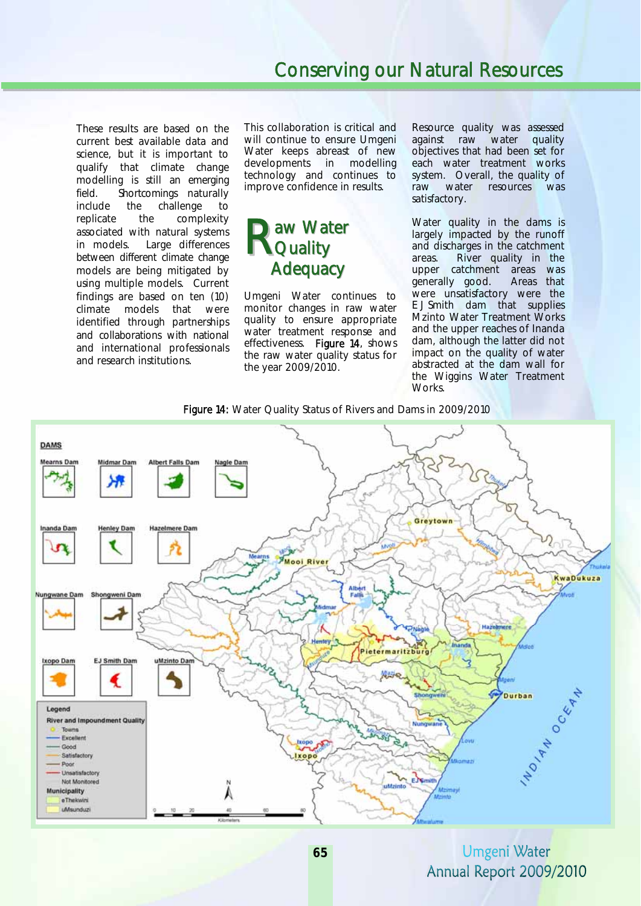These results are based on the current best available data and science, but it is important to qualify that climate change modelling is still an emerging field. Shortcomings naturally include the challenge to replicate the complexity associated with natural systems in models. Large differences between different climate change models are being mitigated by using multiple models. Current findings are based on ten (10) climate models that were identified through partnerships and collaborations with national and international professionals and research institutions.

This collaboration is critical and will continue to ensure Umgeni Water keeps abreast of new developments in modelling technology and continues to improve confidence in results.

## Raw Water Quality Adequacy

Umgeni Water continues to monitor changes in raw water quality to ensure appropriate water treatment response and effectiveness. **Figure 14**, shows the raw water quality status for the year 2009/2010.

Resource quality was assessed against raw water quality objectives that had been set for each water treatment works system. Overall, the quality of raw water resources was satisfactory.

Water quality in the dams is largely impacted by the runoff and discharges in the catchment areas. River quality in the upper catchment areas was generally good. Areas that were unsatisfactory were the EJ Smith dam that supplies Mzinto Water Treatment Works and the upper reaches of Inanda dam, although the latter did not impact on the quality of water abstracted at the dam wall for the Wiggins Water Treatment Works.

**Figure 14:** Water Quality Status of Rivers and Dams in 2009/2010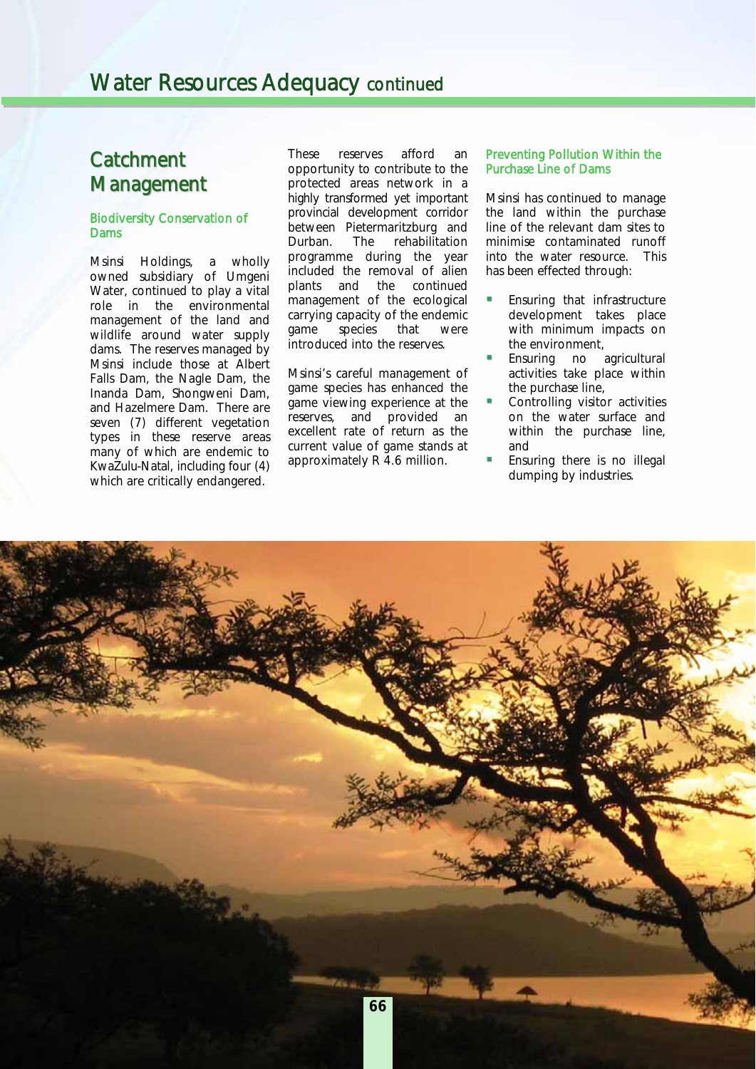# Water Resources Adequacy continued

## Catchment Management

### Biodiversity Conservation of Dams

Msinsi Holdings, a wholly owned subsidiary of Umgeni Water, continued to play a vital role in the environmental management of the land and wildlife around water supply dams. The reserves managed by Msinsi include those at Albert Falls Dam, the Nagle Dam, the Inanda Dam, Shongweni Dam, and Hazelmere Dam. There are seven (7) different vegetation types in these reserve areas many of which are endemic to KwaZulu-Natal, including four (4) which are critically endangered.

These reserves afford an opportunity to contribute to the protected areas network in a highly transformed yet important provincial development corridor between Pietermaritzburg and Durban. The rehabilitation programme during the year included the removal of alien plants and the continued management of the ecological carrying capacity of the endemic game species that were introduced into the reserves.

Msinsi's careful management of game species has enhanced the game viewing experience at the reserves, and provided an excellent rate of return as the current value of game stands at approximately R 4.6 million.

### Preventing Pollution Within the Purchase Line of Dams

Msinsi has continued to manage the land within the purchase line of the relevant dam sites to minimise contaminated runoff into the water resource. This has been effected through:

- Ensuring that infrastructure development takes place with minimum impacts on the environment,
- Ensuring no agricultural activities take place within the purchase line,
- Controlling visitor activities on the water surface and within the purchase line, and
- Ensuring there is no illegal dumping by industries.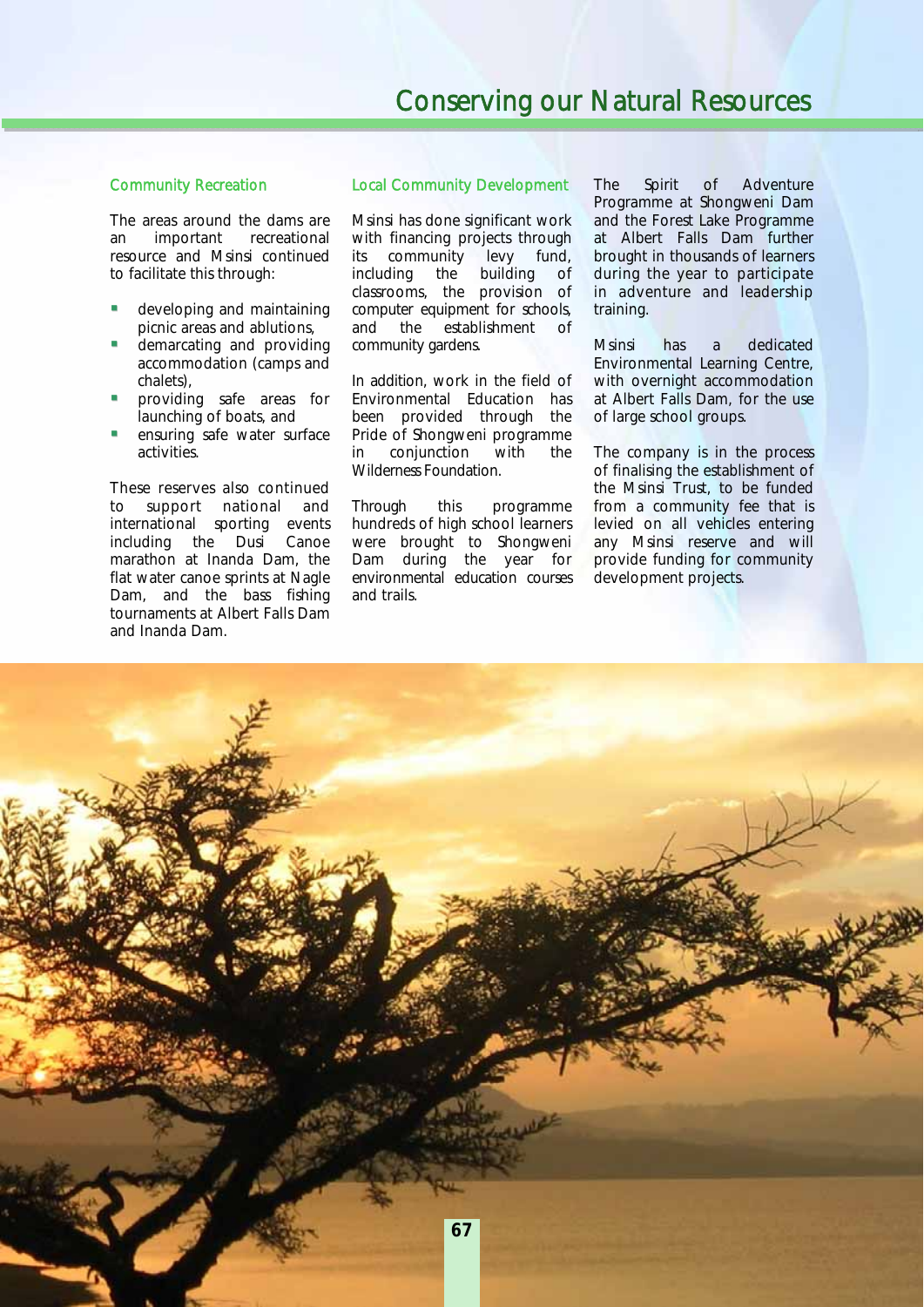# Conserving our Natural Resources

### Community Recreation

The areas around the dams are an important recreational resource and Msinsi continued to facilitate this through:

- developing and maintaining picnic areas and ablutions,
- demarcating and providing accommodation (camps and chalets),
- providing safe areas for launching of boats, and
- ensuring safe water surface activities.

These reserves also continued to support national and international sporting events including the Dusi Canoe marathon at Inanda Dam, the flat water canoe sprints at Nagle Dam, and the bass fishing tournaments at Albert Falls Dam and Inanda Dam.

### Local Community Development

Msinsi has done significant work with financing projects through its community levy fund, including the building of classrooms, the provision of computer equipment for schools, and the establishment of community gardens.

In addition, work in the field of Environmental Education has been provided through the Pride of Shongweni programme in conjunction with the Wilderness Foundation.

Through this programme hundreds of high school learners were brought to Shongweni Dam during the year for environmental education courses and trails.

The Spirit of Adventure Programme at Shongweni Dam and the Forest Lake Programme at Albert Falls Dam further brought in thousands of learners during the year to participate in adventure and leadership training.

Msinsi has a dedicated Environmental Learning Centre, with overnight accommodation at Albert Falls Dam, for the use of large school groups.

The company is in the process of finalising the establishment of the Msinsi Trust, to be funded from a community fee that is levied on all vehicles entering any Msinsi reserve and will provide funding for community development projects.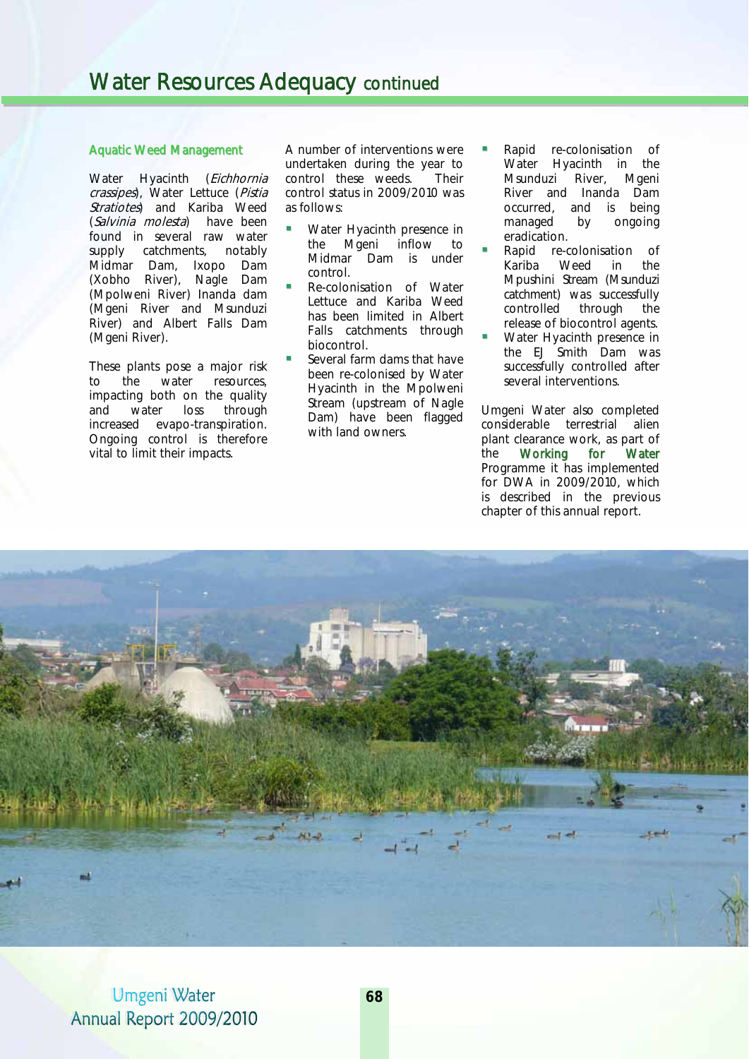## Aquatic Weed Management

Water Hyacinth (*Eichhornia crassipes*), Water Lettuce (*Pistia Stratiotes*) and Kariba Weed (*Salvinia molesta*) have been found in several raw water supply catchments, notably Midmar Dam, Ixopo Dam (Xobho River), Nagle Dam (Mpolweni River) Inanda dam (Mgeni River and Msunduzi River) and Albert Falls Dam (Mgeni River).

These plants pose a major risk to the water resources, impacting both on the quality and water loss through increased evapo-transpiration. Ongoing control is therefore vital to limit their impacts.

A number of interventions were undertaken during the year to control these weeds. Their control status in 2009/2010 was as follows:

- Water Hyacinth presence in the Mgeni inflow to Midmar Dam is under control.
- Re-colonisation of Water Lettuce and Kariba Weed has been limited in Albert Falls catchments through biocontrol.
- Several farm dams that have been re-colonised by Water Hyacinth in the Mpolweni Stream (upstream of Nagle Dam) have been flagged with land owners.
- Rapid re-colonisation of Water Hyacinth in the Msunduzi River, Mgeni River and Inanda Dam occurred, and is being managed by ongoing eradication.
- Rapid re-colonisation of Kariba Weed in the Mpushini Stream (Msunduzi catchment) was successfully controlled through the release of biocontrol agents.
- Water Hyacinth presence in the EJ Smith Dam was successfully controlled after several interventions.

Umgeni Water also completed considerable terrestrial alien plant clearance work, as part of the **Working for Water** Programme it has implemented for DWA in 2009/2010, which is described in the previous chapter of this annual report.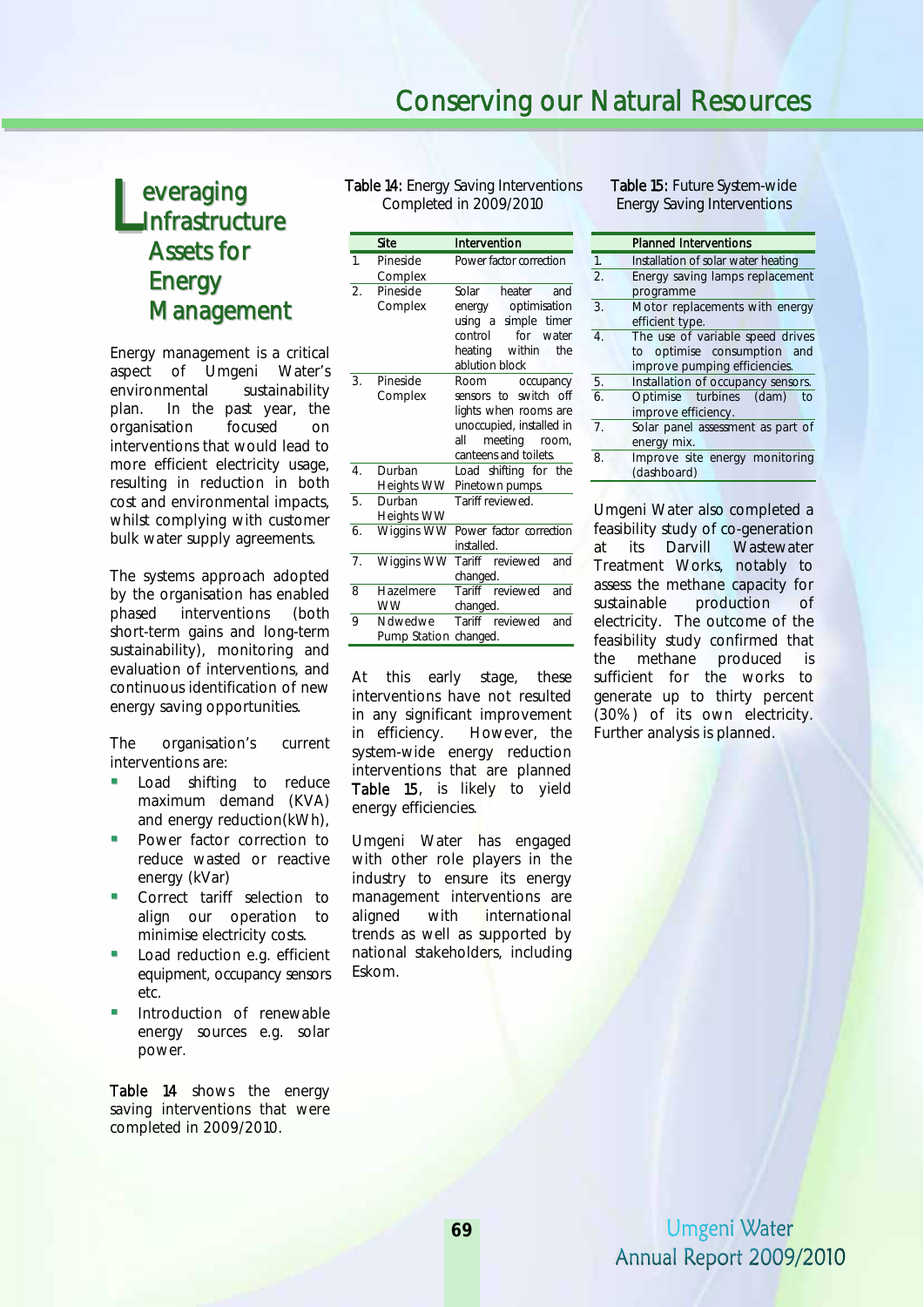# Leveraging Infrastructure Assets for Energy Management

Energy management is a critical aspect of Umgeni Water's environmental sustainability plan. In the past year, the organisation focused on interventions that would lead to more efficient electricity usage, resulting in reduction in both cost and environmental impacts, whilst complying with customer bulk water supply agreements.

The systems approach adopted by the organisation has enabled phased interventions (both short-term gains and long-term sustainability), monitoring and evaluation of interventions, and continuous identification of new energy saving opportunities.

The organisation's current interventions are:

- Load shifting to reduce maximum demand (KVA) and energy reduction(kWh),
- Power factor correction to reduce wasted or reactive energy (kVar)
- Correct tariff selection to align our operation to minimise electricity costs.
- Load reduction e.g. efficient equipment, occupancy sensors etc.
- Introduction of renewable energy sources e.g. solar power.

**Table 14** shows the energy saving interventions that were completed in 2009/2010.

**Table 14:** Energy Saving Interventions Completed in 2009/2010

| | Site | Intervention |
|---|---|---|
| 1. | Pineside Complex | Power factor correction |
| 2. | Pineside Complex | Solar heater and energy optimisation using a simple timer control for water heating within the ablution block |
| 3. | Pineside Complex | Room occupancy sensors to switch off lights when rooms are unoccupied, installed in all meeting room, canteens and toilets. |
| 4. | Durban Heights WW | Load shifting for the Pinetown pumps. |
| 5. | Durban Heights WW | Tariff reviewed. |
| 6. | Wiggins WW | Power factor correction installed. |
| 7. | Wiggins WW | Tariff reviewed and changed. |
| 8 | Hazelmere WW | Tariff reviewed and changed. |
| 9 | Ndwedwe Pump Station | Tariff reviewed and changed. |

At this early stage, these interventions have not resulted in any significant improvement in efficiency. However, the system-wide energy reduction interventions that are planned **Table 15**, is likely to yield energy efficiencies.

Umgeni Water has engaged with other role players in the industry to ensure its energy management interventions are aligned with international trends as well as supported by national stakeholders, including Eskom.

**Table 15:** Future System-wide Energy Saving Interventions

| | Planned Interventions |
|---|---|
| 1. | Installation of solar water heating |
| 2. | Energy saving lamps replacement programme |
| 3. | Motor replacements with energy efficient type. |
| 4. | The use of variable speed drives to optimise consumption and improve pumping efficiencies. |
| 5. | Installation of occupancy sensors. |
| 6. | Optimise turbines (dam) to improve efficiency. |
| 7. | Solar panel assessment as part of energy mix. |
| 8. | Improve site energy monitoring (dashboard) |

Umgeni Water also completed a feasibility study of co-generation at its Darvill Wastewater Treatment Works, notably to assess the methane capacity for sustainable production of electricity. The outcome of the feasibility study confirmed that the methane produced is sufficient for the works to generate up to thirty percent (30%) of its own electricity. Further analysis is planned.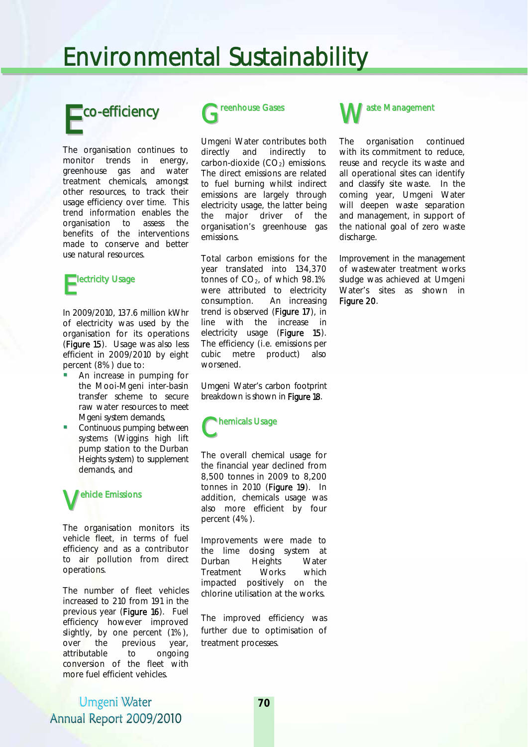# Environmental Sustainability

## Eco-efficiency

The organisation continues to monitor trends in energy, greenhouse gas and water treatment chemicals, amongst other resources, to track their usage efficiency over time. This trend information enables the organisation to assess the benefits of the interventions made to conserve and better use natural resources.

### Electricity Usage

In 2009/2010, 137.6 million kWhr of electricity was used by the organisation for its operations (**Figure 15**). Usage was also less efficient in 2009/2010 by eight percent (8%) due to:

- An increase in pumping for the Mooi-Mgeni inter-basin transfer scheme to secure raw water resources to meet Mgeni system demands,
- Continuous pumping between systems (Wiggins high lift pump station to the Durban Heights system) to supplement demands, and

### Vehicle Emissions

The organisation monitors its vehicle fleet, in terms of fuel efficiency and as a contributor to air pollution from direct operations.

The number of fleet vehicles increased to 210 from 191 in the previous year (**Figure 16**). Fuel efficiency however improved slightly, by one percent (1%), over the previous year, attributable to ongoing conversion of the fleet with more fuel efficient vehicles.

### Greenhouse Gases

Umgeni Water contributes both directly and indirectly to carbon-dioxide ($CO_2$) emissions. The direct emissions are related to fuel burning whilst indirect emissions are largely through electricity usage, the latter being the major driver of the organisation's greenhouse gas emissions.

Total carbon emissions for the year translated into 134,370 tonnes of $CO_2$, of which 98.1% were attributed to electricity consumption. An increasing trend is observed (**Figure 17**), in line with the increase in electricity usage (**Figure 15**). The efficiency (i.e. emissions per cubic metre product) also worsened.

Umgeni Water's carbon footprint breakdown is shown in **Figure 18**.

### Chemicals Usage

The overall chemical usage for the financial year declined from 8,500 tonnes in 2009 to 8,200 tonnes in 2010 (**Figure 19**). In addition, chemicals usage was also more efficient by four percent (4%).

Improvements were made to the lime dosing system at Durban Heights Water Treatment Works which impacted positively on the chlorine utilisation at the works.

The improved efficiency was further due to optimisation of treatment processes.

### Waste Management

The organisation continued with its commitment to reduce, reuse and recycle its waste and all operational sites can identify and classify site waste. In the coming year, Umgeni Water will deepen waste separation and management, in support of the national goal of zero waste discharge.

Improvement in the management of wastewater treatment works sludge was achieved at Umgeni Water's sites as shown in **Figure 20**.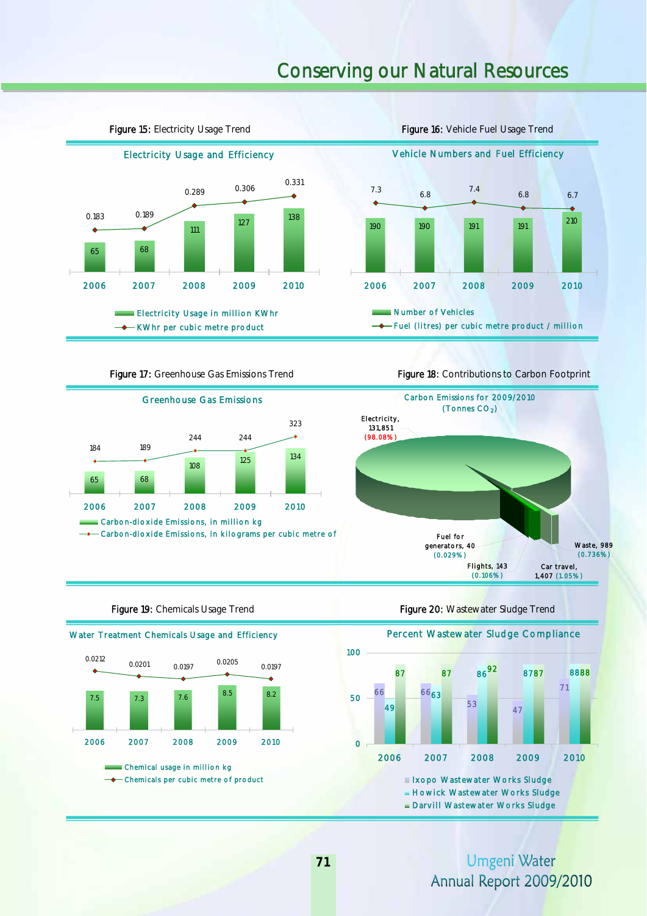# Conserving our Natural Resources

**Figure 15:** Electricity Usage Trend

**Electricity Usage and Efficiency**

| Year | Electricity Usage in million KWhr | KWhr per cubic metre product |
|---|---|---|
| 2006 | 65 | 0.183 |
| 2007 | 68 | 0.189 |
| 2008 | 111 | 0.289 |
| 2009 | 127 | 0.306 |
| 2010 | 138 | 0.331 |

**Figure 16:** Vehicle Fuel Usage Trend

**Vehicle Numbers and Fuel Efficiency**

| Year | Number of Vehicles | Fuel (litres) per cubic metre product / million |
|---|---|---|
| 2006 | 190 | 7.3 |
| 2007 | 190 | 6.8 |
| 2008 | 191 | 7.4 |
| 2009 | 191 | 6.8 |
| 2010 | 210 | 6.7 |

**Figure 17:** Greenhouse Gas Emissions Trend

**Greenhouse Gas Emissions**

| Year | Carbon-dioxide Emissions, in million kg | Carbon-dioxide Emissions, in kilograms per cubic metre of |
|---|---|---|
| 2006 | 65 | 184 |
| 2007 | 68 | 189 |
| 2008 | 108 | 244 |
| 2009 | 125 | 244 |
| 2010 | 134 | 323 |

**Figure 18:** Contributions to Carbon Footprint

**Carbon Emissions for 2009/2010 (Tonnes $CO_2$)**

| Source | Tonnes $CO_2$ | Percentage |
|---|---|---|
| Electricity | 131,851 | 98.08% |
| Car travel | 1,407 | 1.05% |
| Waste | 989 | 0.736% |
| Flights | 143 | 0.106% |
| Fuel for generators | 40 | 0.029% |

**Figure 19:** Chemicals Usage Trend

**Water Treatment Chemicals Usage and Efficiency**

| Year | Chemical usage in million kg | Chemicals per cubic metre of product |
|---|---|---|
| 2006 | 7.5 | 0.0212 |
| 2007 | 7.3 | 0.0201 |
| 2008 | 7.6 | 0.0197 |
| 2009 | 8.5 | 0.0205 |
| 2010 | 8.2 | 0.0197 |

**Figure 20:** Wastewater Sludge Trend

**Percent Wastewater Sludge Compliance**

| Year | Ixopo Wastewater Works Sludge | Howick Wastewater Works Sludge | Darvill Wastewater Works Sludge |
|---|---|---|---|
| 2006 | 66 | 49 | 87 |
| 2007 | 66 | 63 | 87 |
| 2008 | 53 | 86 | 92 |
| 2009 | 47 | 87 | 87 |
| 2010 | 71 | 88 | 88 |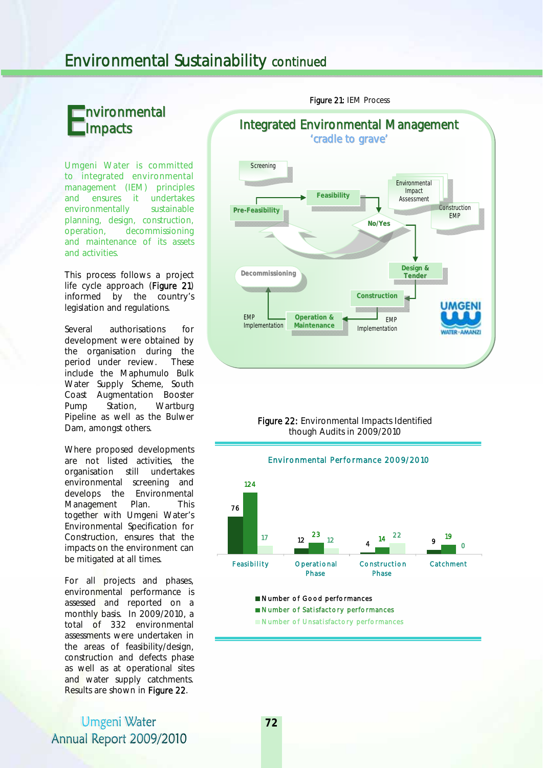# Environmental Sustainability continued

## Environmental Impacts

Umgeni Water is committed to integrated environmental management (IEM) principles and ensures it undertakes environmentally sustainable planning, design, construction, operation, decommissioning and maintenance of its assets and activities.

This process follows a project life cycle approach (**Figure 21**) informed by the country's legislation and regulations.

Several authorisations for development were obtained by the organisation during the period under review. These include the Maphumulo Bulk Water Supply Scheme, South Coast Augmentation Booster Pump Station, Wartburg Pipeline as well as the Bulwer Dam, amongst others.

Where proposed developments are not listed activities, the organisation still undertakes environmental screening and develops the Environmental Management Plan. This together with Umgeni Water's Environmental Specification for Construction, ensures that the impacts on the environment can be mitigated at all times.

For all projects and phases, environmental performance is assessed and reported on a monthly basis. In 2009/2010, a total of 332 environmental assessments were undertaken in the areas of feasibility/design, construction and defects phase as well as at operational sites and water supply catchments. Results are shown in **Figure 22**.

**Figure 21:** IEM Process

Integrated Environmental Management
'cradle to grave'

Screening → Pre-Feasibility → Feasibility → Environmental Impact Assessment / Construction EMP → No/Yes → Design & Tender → Construction → EMP Implementation → Operation & Maintenance → EMP Implementation → Decommissioning

**Figure 22:** Environmental Impacts Identified though Audits in 2009/2010

Environmental Performance 2009/2010

| | Feasibility | Operational Phase | Construction Phase | Catchment |
|---|---|---|---|---|
| Number of Good performances | 76 | 12 | 4 | 9 |
| Number of Satisfactory performances | 124 | 23 | 14 | 19 |
| Number of Unsatisfactory performances | 17 | 12 | 22 | 0 |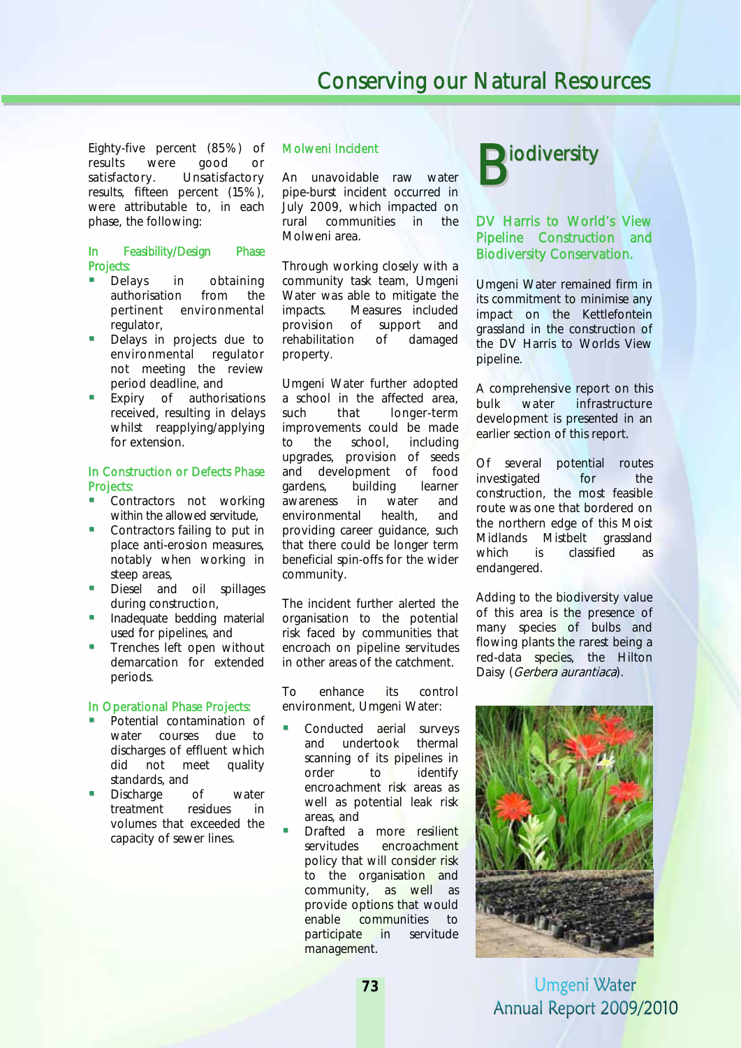Eighty-five percent (85%) of results were good or satisfactory. Unsatisfactory results, fifteen percent (15%), were attributable to, in each phase, the following:

### In Feasibility/Design Phase Projects:

- Delays in obtaining authorisation from the pertinent environmental regulator,
- Delays in projects due to environmental regulator not meeting the review period deadline, and
- Expiry of authorisations received, resulting in delays whilst reapplying/applying for extension.

### In Construction or Defects Phase Projects:

- Contractors not working within the allowed servitude,
- Contractors failing to put in place anti-erosion measures, notably when working in steep areas,
- Diesel and oil spillages during construction,
- Inadequate bedding material used for pipelines, and
- Trenches left open without demarcation for extended periods.

### In Operational Phase Projects:

- Potential contamination of water courses due to discharges of effluent which did not meet quality standards, and
- Discharge of water treatment residues in volumes that exceeded the capacity of sewer lines.

### Molweni Incident

An unavoidable raw water pipe-burst incident occurred in July 2009, which impacted on rural communities in the Molweni area.

Through working closely with a community task team, Umgeni Water was able to mitigate the impacts. Measures included provision of support and rehabilitation of damaged property.

Umgeni Water further adopted a school in the affected area, such that longer-term improvements could be made to the school, including upgrades, provision of seeds and development of food gardens, building learner awareness in water and environmental health, and providing career guidance, such that there could be longer term beneficial spin-offs for the wider community.

The incident further alerted the organisation to the potential risk faced by communities that encroach on pipeline servitudes in other areas of the catchment.

To enhance its control environment, Umgeni Water:

- Conducted aerial surveys and undertook thermal scanning of its pipelines in order to identify encroachment risk areas as well as potential leak risk areas, and
- Drafted a more resilient servitudes encroachment policy that will consider risk to the organisation and community, as well as provide options that would enable communities to participate in servitude management.

## Biodiversity

### DV Harris to World's View Pipeline Construction and Biodiversity Conservation.

Umgeni Water remained firm in its commitment to minimise any impact on the Kettlefontein grassland in the construction of the DV Harris to Worlds View pipeline.

A comprehensive report on this bulk water infrastructure development is presented in an earlier section of this report.

Of several potential routes investigated for the construction, the most feasible route was one that bordered on the northern edge of this Moist Midlands Mistbelt grassland which is classified as endangered.

Adding to the biodiversity value of this area is the presence of many species of bulbs and flowing plants the rarest being a red-data species, the Hilton Daisy (*Gerbera aurantiaca*).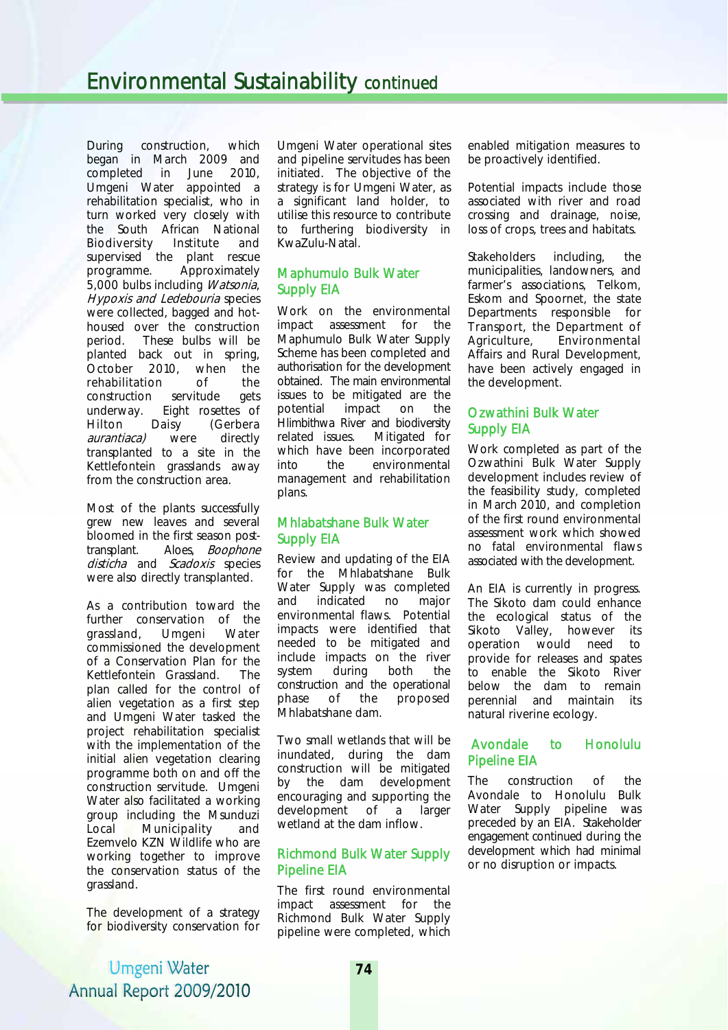# Environmental Sustainability continued

During construction, which began in March 2009 and completed in June 2010, Umgeni Water appointed a rehabilitation specialist, who in turn worked very closely with the South African National Biodiversity Institute and supervised the plant rescue programme. Approximately 5,000 bulbs including *Watsonia*, *Hypoxis and Ledebouria* species were collected, bagged and hot-housed over the construction period. These bulbs will be planted back out in spring, October 2010, when the rehabilitation of the construction servitude gets underway. Eight rosettes of Hilton Daisy (Gerbera *aurantiaca)* were directly transplanted to a site in the Kettlefontein grasslands away from the construction area.

Most of the plants successfully grew new leaves and several bloomed in the first season post-transplant. Aloes, *Boophone disticha* and *Scadoxis* species were also directly transplanted.

As a contribution toward the further conservation of the grassland, Umgeni Water commissioned the development of a Conservation Plan for the Kettlefontein Grassland. The plan called for the control of alien vegetation as a first step and Umgeni Water tasked the project rehabilitation specialist with the implementation of the initial alien vegetation clearing programme both on and off the construction servitude. Umgeni Water also facilitated a working group including the Msunduzi Local Municipality and Ezemvelo KZN Wildlife who are working together to improve the conservation status of the grassland.

The development of a strategy for biodiversity conservation for Umgeni Water operational sites and pipeline servitudes has been initiated. The objective of the strategy is for Umgeni Water, as a significant land holder, to utilise this resource to contribute to furthering biodiversity in KwaZulu-Natal.

## Maphumulo Bulk Water Supply EIA

Work on the environmental impact assessment for the Maphumulo Bulk Water Supply Scheme has been completed and authorisation for the development obtained. The main environmental issues to be mitigated are the potential impact on the Hlimbithwa River and biodiversity related issues. Mitigated for which have been incorporated into the environmental management and rehabilitation plans.

## Mhlabatshane Bulk Water Supply EIA

Review and updating of the EIA for the Mhlabatshane Bulk Water Supply was completed and indicated no major environmental flaws. Potential impacts were identified that needed to be mitigated and include impacts on the river system during both the construction and the operational phase of the proposed Mhlabatshane dam.

Two small wetlands that will be inundated, during the dam construction will be mitigated by the dam development encouraging and supporting the development of a larger wetland at the dam inflow.

## Richmond Bulk Water Supply Pipeline EIA

The first round environmental impact assessment for the Richmond Bulk Water Supply pipeline were completed, which enabled mitigation measures to be proactively identified.

Potential impacts include those associated with river and road crossing and drainage, noise, loss of crops, trees and habitats.

Stakeholders including, the municipalities, landowners, and farmer's associations, Telkom, Eskom and Spoornet, the state Departments responsible for Transport, the Department of Agriculture, Environmental Affairs and Rural Development, have been actively engaged in the development.

## Ozwathini Bulk Water Supply EIA

Work completed as part of the Ozwathini Bulk Water Supply development includes review of the feasibility study, completed in March 2010, and completion of the first round environmental assessment work which showed no fatal environmental flaws associated with the development.

An EIA is currently in progress. The Sikoto dam could enhance the ecological status of the Sikoto Valley, however its operation would need to provide for releases and spates to enable the Sikoto River below the dam to remain perennial and maintain its natural riverine ecology.

## Avondale to Honolulu Pipeline EIA

The construction of the Avondale to Honolulu Bulk Water Supply pipeline was preceded by an EIA. Stakeholder engagement continued during the development which had minimal or no disruption or impacts.